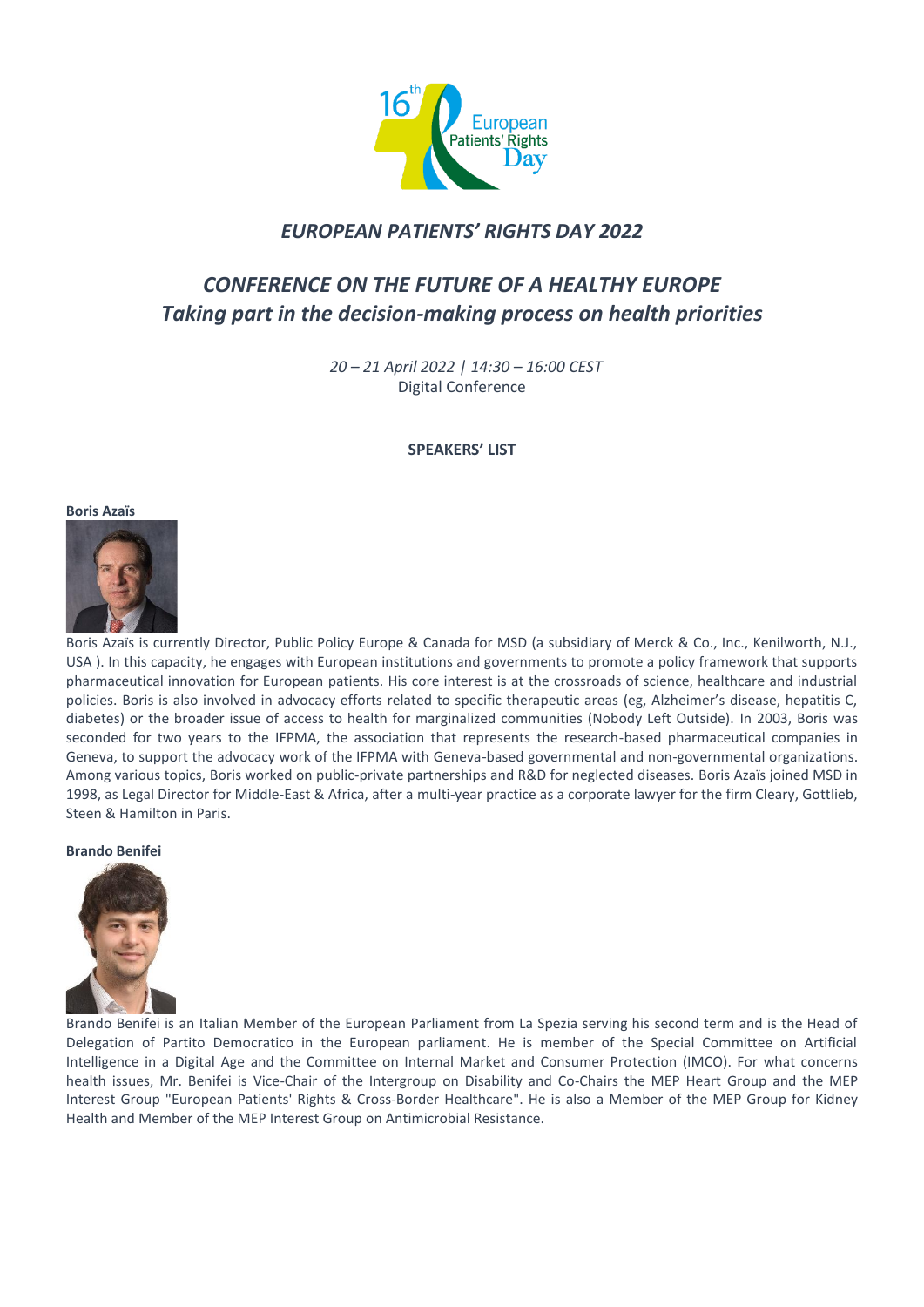# *EUROPEAN PATIENTS' RIGHTS DAY 2022*

## *CONFERENCE ON THE FUTURE OF A HEALTHY EUROPE*
## *Taking part in the decision-making process on health priorities*

*20 – 21 April 2022 | 14:30 – 16:00 CEST*
Digital Conference

**SPEAKERS' LIST**

**Boris Azaïs**

Boris Azaïs is currently Director, Public Policy Europe & Canada for MSD (a subsidiary of Merck & Co., Inc., Kenilworth, N.J., USA ). In this capacity, he engages with European institutions and governments to promote a policy framework that supports pharmaceutical innovation for European patients. His core interest is at the crossroads of science, healthcare and industrial policies. Boris is also involved in advocacy efforts related to specific therapeutic areas (eg, Alzheimer's disease, hepatitis C, diabetes) or the broader issue of access to health for marginalized communities (Nobody Left Outside). In 2003, Boris was seconded for two years to the IFPMA, the association that represents the research-based pharmaceutical companies in Geneva, to support the advocacy work of the IFPMA with Geneva-based governmental and non-governmental organizations. Among various topics, Boris worked on public-private partnerships and R&D for neglected diseases. Boris Azaïs joined MSD in 1998, as Legal Director for Middle-East & Africa, after a multi-year practice as a corporate lawyer for the firm Cleary, Gottlieb, Steen & Hamilton in Paris.

**Brando Benifei**

Brando Benifei is an Italian Member of the European Parliament from La Spezia serving his second term and is the Head of Delegation of Partito Democratico in the European parliament. He is member of the Special Committee on Artificial Intelligence in a Digital Age and the Committee on Internal Market and Consumer Protection (IMCO). For what concerns health issues, Mr. Benifei is Vice-Chair of the Intergroup on Disability and Co-Chairs the MEP Heart Group and the MEP Interest Group "European Patients' Rights & Cross-Border Healthcare". He is also a Member of the MEP Group for Kidney Health and Member of the MEP Interest Group on Antimicrobial Resistance.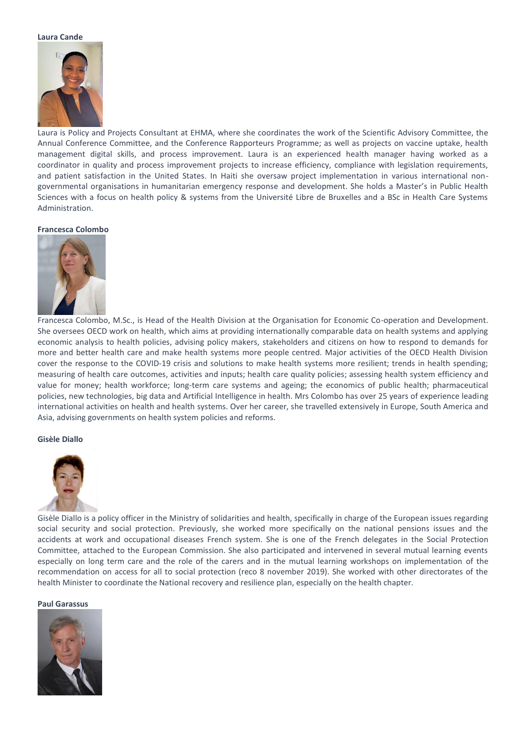**Laura Cande**

Laura is Policy and Projects Consultant at EHMA, where she coordinates the work of the Scientific Advisory Committee, the Annual Conference Committee, and the Conference Rapporteurs Programme; as well as projects on vaccine uptake, health management digital skills, and process improvement. Laura is an experienced health manager having worked as a coordinator in quality and process improvement projects to increase efficiency, compliance with legislation requirements, and patient satisfaction in the United States. In Haiti she oversaw project implementation in various international non-governmental organisations in humanitarian emergency response and development. She holds a Master's in Public Health Sciences with a focus on health policy & systems from the Université Libre de Bruxelles and a BSc in Health Care Systems Administration.

**Francesca Colombo**

Francesca Colombo, M.Sc., is Head of the Health Division at the Organisation for Economic Co-operation and Development. She oversees OECD work on health, which aims at providing internationally comparable data on health systems and applying economic analysis to health policies, advising policy makers, stakeholders and citizens on how to respond to demands for more and better health care and make health systems more people centred. Major activities of the OECD Health Division cover the response to the COVID-19 crisis and solutions to make health systems more resilient; trends in health spending; measuring of health care outcomes, activities and inputs; health care quality policies; assessing health system efficiency and value for money; health workforce; long-term care systems and ageing; the economics of public health; pharmaceutical policies, new technologies, big data and Artificial Intelligence in health. Mrs Colombo has over 25 years of experience leading international activities on health and health systems. Over her career, she travelled extensively in Europe, South America and Asia, advising governments on health system policies and reforms.

**Gisèle Diallo**

Gisèle Diallo is a policy officer in the Ministry of solidarities and health, specifically in charge of the European issues regarding social security and social protection. Previously, she worked more specifically on the national pensions issues and the accidents at work and occupational diseases French system. She is one of the French delegates in the Social Protection Committee, attached to the European Commission. She also participated and intervened in several mutual learning events especially on long term care and the role of the carers and in the mutual learning workshops on implementation of the recommendation on access for all to social protection (reco 8 november 2019). She worked with other directorates of the health Minister to coordinate the National recovery and resilience plan, especially on the health chapter.

**Paul Garassus**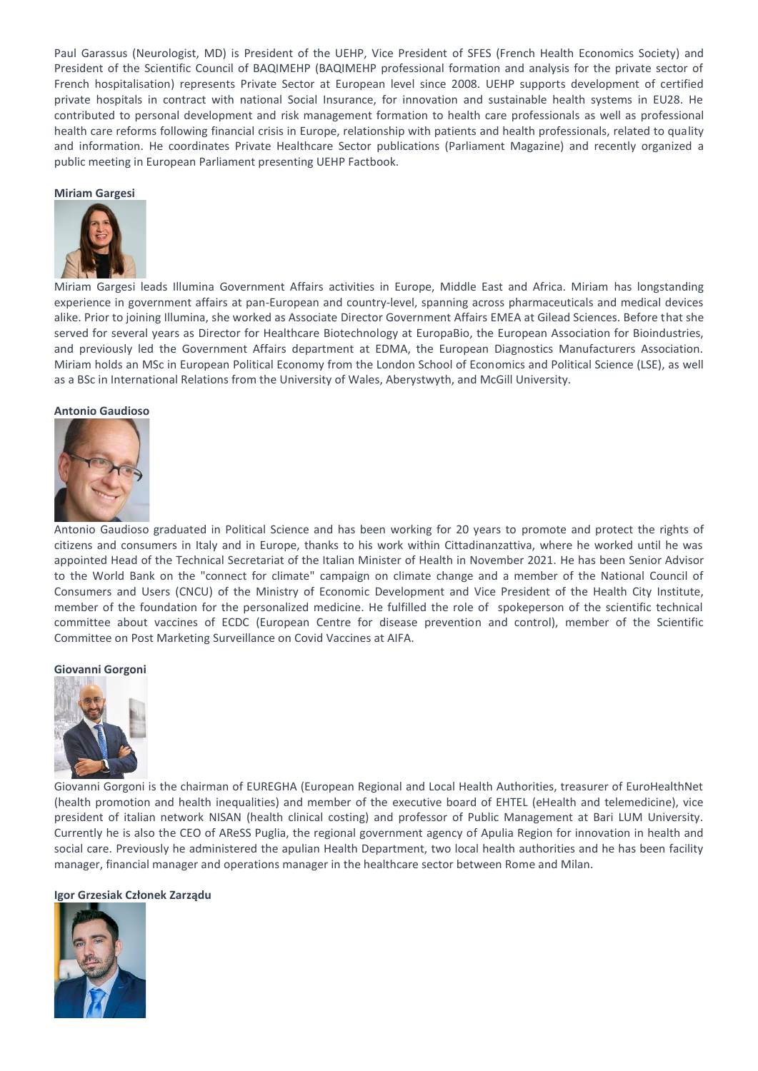Paul Garassus (Neurologist, MD) is President of the UEHP, Vice President of SFES (French Health Economics Society) and President of the Scientific Council of BAQIMEHP (BAQIMEHP professional formation and analysis for the private sector of French hospitalisation) represents Private Sector at European level since 2008. UEHP supports development of certified private hospitals in contract with national Social Insurance, for innovation and sustainable health systems in EU28. He contributed to personal development and risk management formation to health care professionals as well as professional health care reforms following financial crisis in Europe, relationship with patients and health professionals, related to quality and information. He coordinates Private Healthcare Sector publications (Parliament Magazine) and recently organized a public meeting in European Parliament presenting UEHP Factbook.

**Miriam Gargesi**

Miriam Gargesi leads Illumina Government Affairs activities in Europe, Middle East and Africa. Miriam has longstanding experience in government affairs at pan-European and country-level, spanning across pharmaceuticals and medical devices alike. Prior to joining Illumina, she worked as Associate Director Government Affairs EMEA at Gilead Sciences. Before that she served for several years as Director for Healthcare Biotechnology at EuropaBio, the European Association for Bioindustries, and previously led the Government Affairs department at EDMA, the European Diagnostics Manufacturers Association. Miriam holds an MSc in European Political Economy from the London School of Economics and Political Science (LSE), as well as a BSc in International Relations from the University of Wales, Aberystwyth, and McGill University.

**Antonio Gaudioso**

Antonio Gaudioso graduated in Political Science and has been working for 20 years to promote and protect the rights of citizens and consumers in Italy and in Europe, thanks to his work within Cittadinanzattiva, where he worked until he was appointed Head of the Technical Secretariat of the Italian Minister of Health in November 2021. He has been Senior Advisor to the World Bank on the "connect for climate" campaign on climate change and a member of the National Council of Consumers and Users (CNCU) of the Ministry of Economic Development and Vice President of the Health City Institute, member of the foundation for the personalized medicine. He fulfilled the role of spokeperson of the scientific technical committee about vaccines of ECDC (European Centre for disease prevention and control), member of the Scientific Committee on Post Marketing Surveillance on Covid Vaccines at AIFA.

**Giovanni Gorgoni**

Giovanni Gorgoni is the chairman of EUREGHA (European Regional and Local Health Authorities, treasurer of EuroHealthNet (health promotion and health inequalities) and member of the executive board of EHTEL (eHealth and telemedicine), vice president of italian network NISAN (health clinical costing) and professor of Public Management at Bari LUM University. Currently he is also the CEO of AReSS Puglia, the regional government agency of Apulia Region for innovation in health and social care. Previously he administered the apulian Health Department, two local health authorities and he has been facility manager, financial manager and operations manager in the healthcare sector between Rome and Milan.

**Igor Grzesiak Członek Zarządu**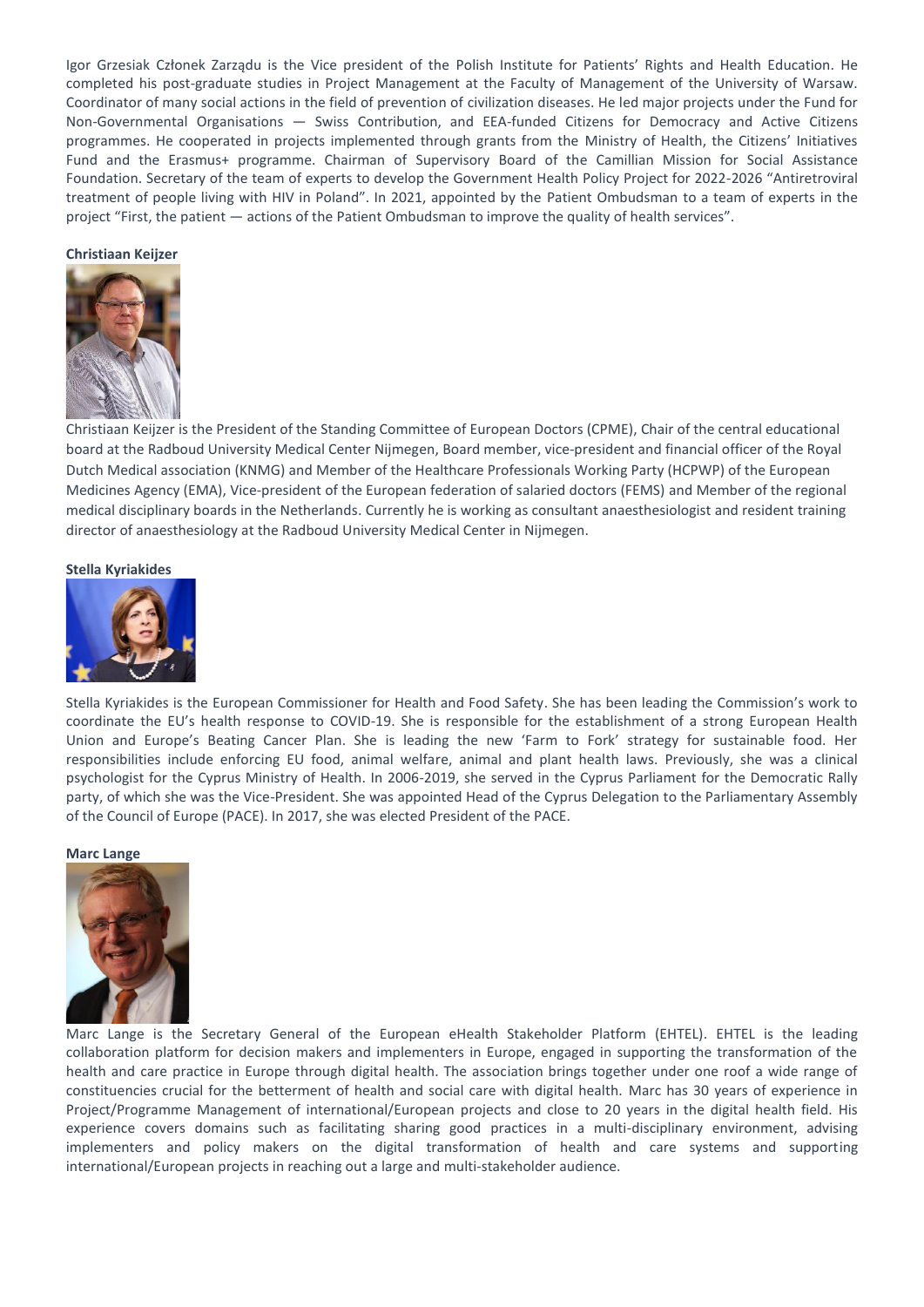Igor Grzesiak Członek Zarządu is the Vice president of the Polish Institute for Patients' Rights and Health Education. He completed his post-graduate studies in Project Management at the Faculty of Management of the University of Warsaw. Coordinator of many social actions in the field of prevention of civilization diseases. He led major projects under the Fund for Non-Governmental Organisations — Swiss Contribution, and EEA-funded Citizens for Democracy and Active Citizens programmes. He cooperated in projects implemented through grants from the Ministry of Health, the Citizens' Initiatives Fund and the Erasmus+ programme. Chairman of Supervisory Board of the Camillian Mission for Social Assistance Foundation. Secretary of the team of experts to develop the Government Health Policy Project for 2022-2026 "Antiretroviral treatment of people living with HIV in Poland". In 2021, appointed by the Patient Ombudsman to a team of experts in the project "First, the patient — actions of the Patient Ombudsman to improve the quality of health services".

**Christiaan Keijzer**

Christiaan Keijzer is the President of the Standing Committee of European Doctors (CPME), Chair of the central educational board at the Radboud University Medical Center Nijmegen, Board member, vice-president and financial officer of the Royal Dutch Medical association (KNMG) and Member of the Healthcare Professionals Working Party (HCPWP) of the European Medicines Agency (EMA), Vice-president of the European federation of salaried doctors (FEMS) and Member of the regional medical disciplinary boards in the Netherlands. Currently he is working as consultant anaesthesiologist and resident training director of anaesthesiology at the Radboud University Medical Center in Nijmegen.

**Stella Kyriakides**

Stella Kyriakides is the European Commissioner for Health and Food Safety. She has been leading the Commission's work to coordinate the EU's health response to COVID-19. She is responsible for the establishment of a strong European Health Union and Europe's Beating Cancer Plan. She is leading the new 'Farm to Fork' strategy for sustainable food. Her responsibilities include enforcing EU food, animal welfare, animal and plant health laws. Previously, she was a clinical psychologist for the Cyprus Ministry of Health. In 2006-2019, she served in the Cyprus Parliament for the Democratic Rally party, of which she was the Vice-President. She was appointed Head of the Cyprus Delegation to the Parliamentary Assembly of the Council of Europe (PACE). In 2017, she was elected President of the PACE.

**Marc Lange**

Marc Lange is the Secretary General of the European eHealth Stakeholder Platform (EHTEL). EHTEL is the leading collaboration platform for decision makers and implementers in Europe, engaged in supporting the transformation of the health and care practice in Europe through digital health. The association brings together under one roof a wide range of constituencies crucial for the betterment of health and social care with digital health. Marc has 30 years of experience in Project/Programme Management of international/European projects and close to 20 years in the digital health field. His experience covers domains such as facilitating sharing good practices in a multi-disciplinary environment, advising implementers and policy makers on the digital transformation of health and care systems and supporting international/European projects in reaching out a large and multi-stakeholder audience.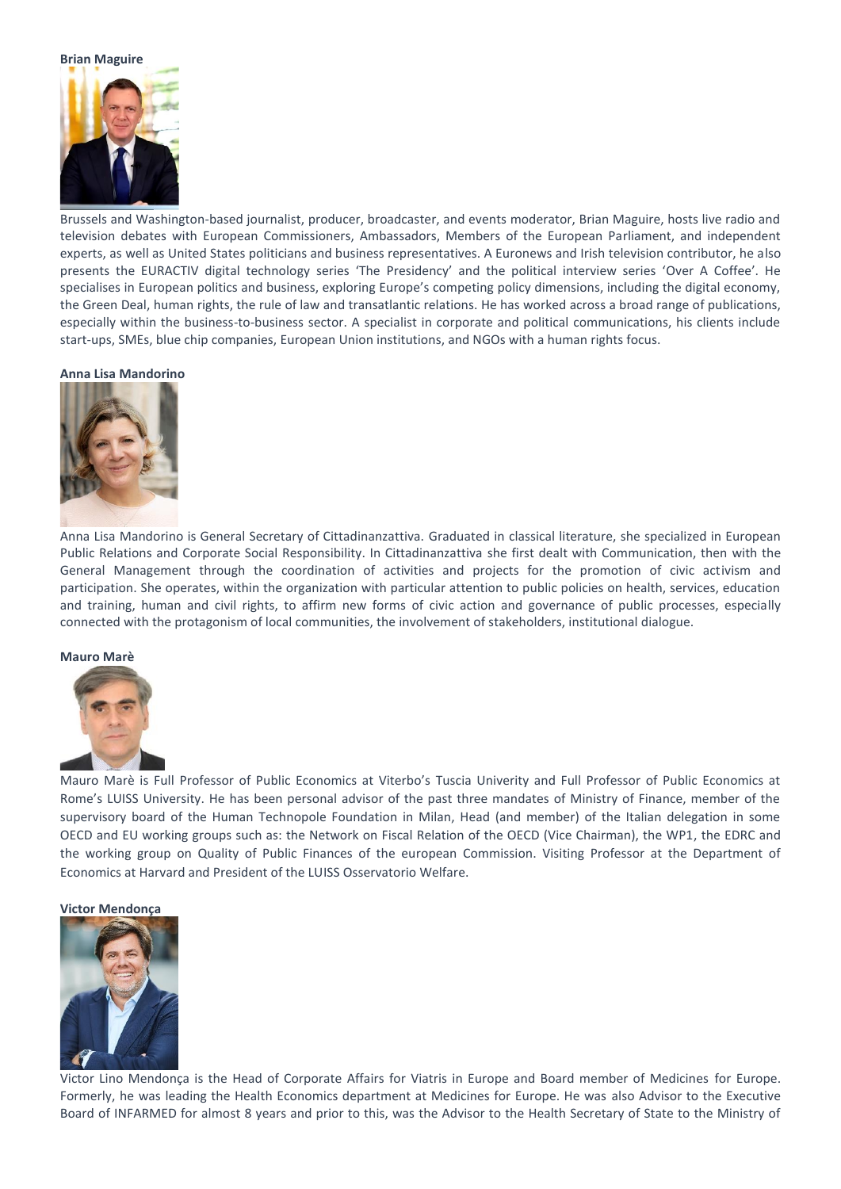**Brian Maguire**

Brussels and Washington-based journalist, producer, broadcaster, and events moderator, Brian Maguire, hosts live radio and television debates with European Commissioners, Ambassadors, Members of the European Parliament, and independent experts, as well as United States politicians and business representatives. A Euronews and Irish television contributor, he also presents the EURACTIV digital technology series 'The Presidency' and the political interview series 'Over A Coffee'. He specialises in European politics and business, exploring Europe's competing policy dimensions, including the digital economy, the Green Deal, human rights, the rule of law and transatlantic relations. He has worked across a broad range of publications, especially within the business-to-business sector. A specialist in corporate and political communications, his clients include start-ups, SMEs, blue chip companies, European Union institutions, and NGOs with a human rights focus.

**Anna Lisa Mandorino**

Anna Lisa Mandorino is General Secretary of Cittadinanzattiva. Graduated in classical literature, she specialized in European Public Relations and Corporate Social Responsibility. In Cittadinanzattiva she first dealt with Communication, then with the General Management through the coordination of activities and projects for the promotion of civic activism and participation. She operates, within the organization with particular attention to public policies on health, services, education and training, human and civil rights, to affirm new forms of civic action and governance of public processes, especially connected with the protagonism of local communities, the involvement of stakeholders, institutional dialogue.

**Mauro Marè**

Mauro Marè is Full Professor of Public Economics at Viterbo's Tuscia Univerity and Full Professor of Public Economics at Rome's LUISS University. He has been personal advisor of the past three mandates of Ministry of Finance, member of the supervisory board of the Human Technopole Foundation in Milan, Head (and member) of the Italian delegation in some OECD and EU working groups such as: the Network on Fiscal Relation of the OECD (Vice Chairman), the WP1, the EDRC and the working group on Quality of Public Finances of the european Commission. Visiting Professor at the Department of Economics at Harvard and President of the LUISS Osservatorio Welfare.

**Victor Mendonça**

Victor Lino Mendonça is the Head of Corporate Affairs for Viatris in Europe and Board member of Medicines for Europe. Formerly, he was leading the Health Economics department at Medicines for Europe. He was also Advisor to the Executive Board of INFARMED for almost 8 years and prior to this, was the Advisor to the Health Secretary of State to the Ministry of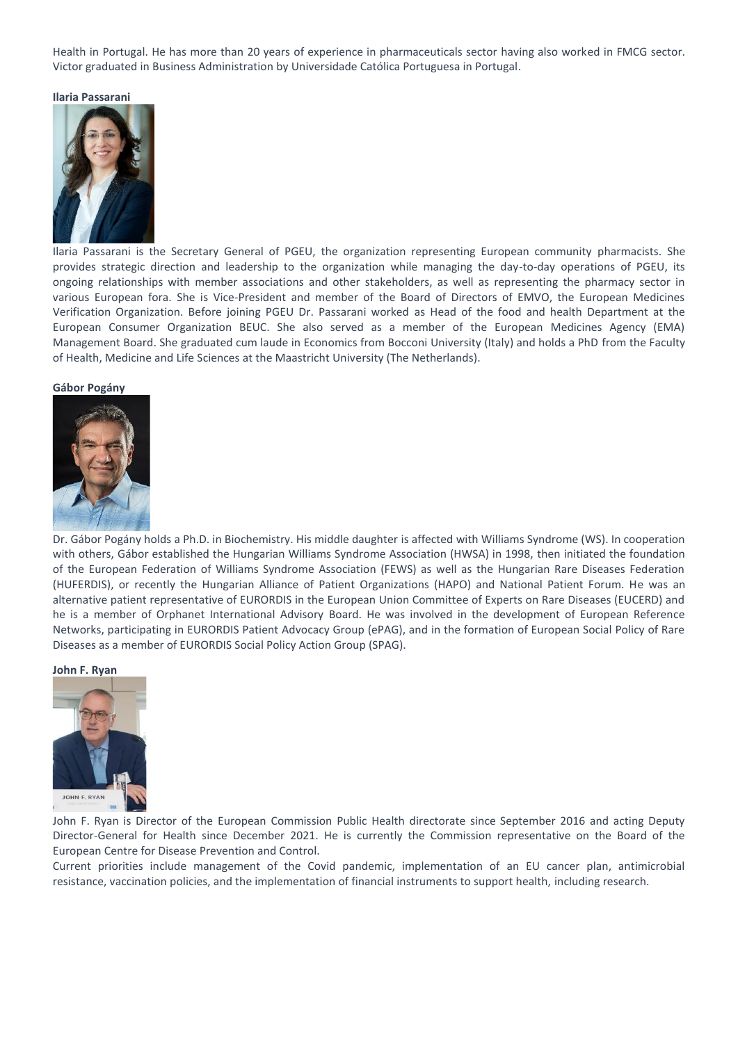Health in Portugal. He has more than 20 years of experience in pharmaceuticals sector having also worked in FMCG sector. Victor graduated in Business Administration by Universidade Católica Portuguesa in Portugal.

**Ilaria Passarani**

Ilaria Passarani is the Secretary General of PGEU, the organization representing European community pharmacists. She provides strategic direction and leadership to the organization while managing the day-to-day operations of PGEU, its ongoing relationships with member associations and other stakeholders, as well as representing the pharmacy sector in various European fora. She is Vice-President and member of the Board of Directors of EMVO, the European Medicines Verification Organization. Before joining PGEU Dr. Passarani worked as Head of the food and health Department at the European Consumer Organization BEUC. She also served as a member of the European Medicines Agency (EMA) Management Board. She graduated cum laude in Economics from Bocconi University (Italy) and holds a PhD from the Faculty of Health, Medicine and Life Sciences at the Maastricht University (The Netherlands).

**Gábor Pogány**

Dr. Gábor Pogány holds a Ph.D. in Biochemistry. His middle daughter is affected with Williams Syndrome (WS). In cooperation with others, Gábor established the Hungarian Williams Syndrome Association (HWSA) in 1998, then initiated the foundation of the European Federation of Williams Syndrome Association (FEWS) as well as the Hungarian Rare Diseases Federation (HUFERDIS), or recently the Hungarian Alliance of Patient Organizations (HAPO) and National Patient Forum. He was an alternative patient representative of EURORDIS in the European Union Committee of Experts on Rare Diseases (EUCERD) and he is a member of Orphanet International Advisory Board. He was involved in the development of European Reference Networks, participating in EURORDIS Patient Advocacy Group (ePAG), and in the formation of European Social Policy of Rare Diseases as a member of EURORDIS Social Policy Action Group (SPAG).

**John F. Ryan**

John F. Ryan is Director of the European Commission Public Health directorate since September 2016 and acting Deputy Director-General for Health since December 2021. He is currently the Commission representative on the Board of the European Centre for Disease Prevention and Control.

Current priorities include management of the Covid pandemic, implementation of an EU cancer plan, antimicrobial resistance, vaccination policies, and the implementation of financial instruments to support health, including research.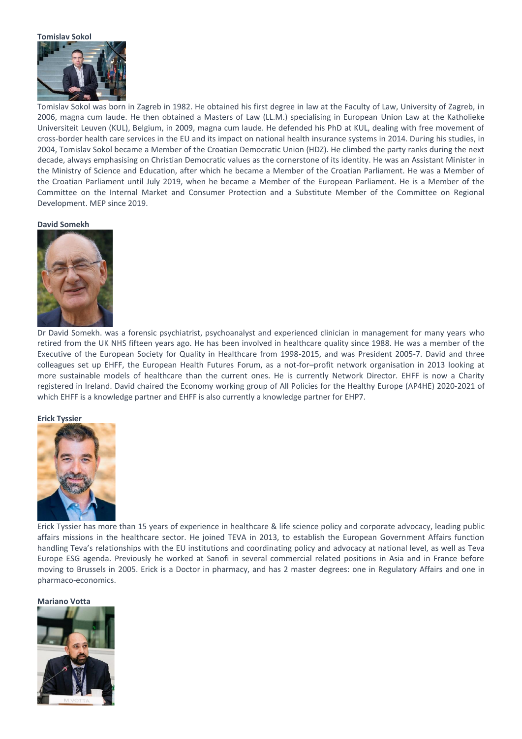**Tomislav Sokol**

Tomislav Sokol was born in Zagreb in 1982. He obtained his first degree in law at the Faculty of Law, University of Zagreb, in 2006, magna cum laude. He then obtained a Masters of Law (LL.M.) specialising in European Union Law at the Katholieke Universiteit Leuven (KUL), Belgium, in 2009, magna cum laude. He defended his PhD at KUL, dealing with free movement of cross-border health care services in the EU and its impact on national health insurance systems in 2014. During his studies, in 2004, Tomislav Sokol became a Member of the Croatian Democratic Union (HDZ). He climbed the party ranks during the next decade, always emphasising on Christian Democratic values as the cornerstone of its identity. He was an Assistant Minister in the Ministry of Science and Education, after which he became a Member of the Croatian Parliament. He was a Member of the Croatian Parliament until July 2019, when he became a Member of the European Parliament. He is a Member of the Committee on the Internal Market and Consumer Protection and a Substitute Member of the Committee on Regional Development. MEP since 2019.

**David Somekh**

Dr David Somekh. was a forensic psychiatrist, psychoanalyst and experienced clinician in management for many years who retired from the UK NHS fifteen years ago. He has been involved in healthcare quality since 1988. He was a member of the Executive of the European Society for Quality in Healthcare from 1998-2015, and was President 2005-7. David and three colleagues set up EHFF, the European Health Futures Forum, as a not-for–profit network organisation in 2013 looking at more sustainable models of healthcare than the current ones. He is currently Network Director. EHFF is now a Charity registered in Ireland. David chaired the Economy working group of All Policies for the Healthy Europe (AP4HE) 2020-2021 of which EHFF is a knowledge partner and EHFF is also currently a knowledge partner for EHP7.

**Erick Tyssier**

Erick Tyssier has more than 15 years of experience in healthcare & life science policy and corporate advocacy, leading public affairs missions in the healthcare sector. He joined TEVA in 2013, to establish the European Government Affairs function handling Teva's relationships with the EU institutions and coordinating policy and advocacy at national level, as well as Teva Europe ESG agenda. Previously he worked at Sanofi in several commercial related positions in Asia and in France before moving to Brussels in 2005. Erick is a Doctor in pharmacy, and has 2 master degrees: one in Regulatory Affairs and one in pharmaco-economics.

**Mariano Votta**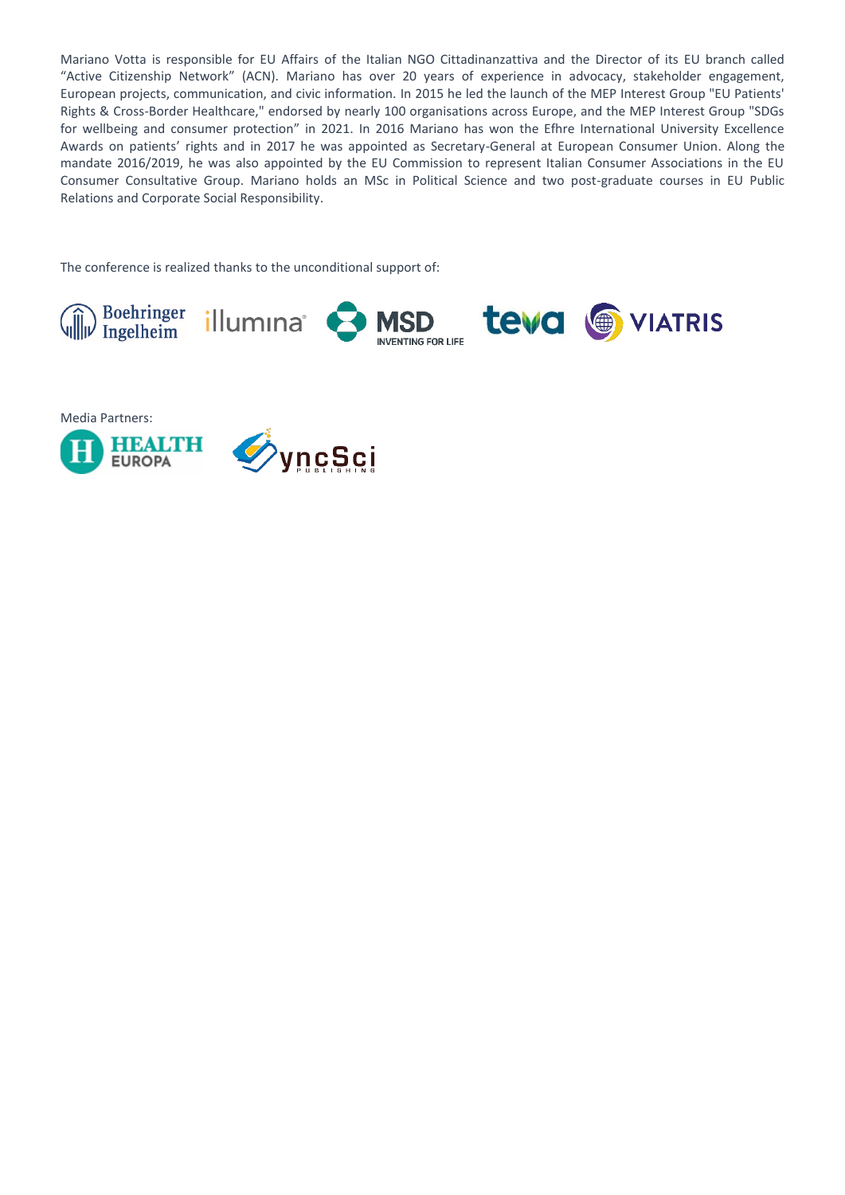Mariano Votta is responsible for EU Affairs of the Italian NGO Cittadinanzattiva and the Director of its EU branch called "Active Citizenship Network" (ACN). Mariano has over 20 years of experience in advocacy, stakeholder engagement, European projects, communication, and civic information. In 2015 he led the launch of the MEP Interest Group "EU Patients' Rights & Cross-Border Healthcare," endorsed by nearly 100 organisations across Europe, and the MEP Interest Group "SDGs for wellbeing and consumer protection" in 2021. In 2016 Mariano has won the Efhre International University Excellence Awards on patients' rights and in 2017 he was appointed as Secretary-General at European Consumer Union. Along the mandate 2016/2019, he was also appointed by the EU Commission to represent Italian Consumer Associations in the EU Consumer Consultative Group. Mariano holds an MSc in Political Science and two post-graduate courses in EU Public Relations and Corporate Social Responsibility.

The conference is realized thanks to the unconditional support of:

Boehringer Ingelheim illumina MSD INVENTING FOR LIFE teva VIATRIS

Media Partners:

HEALTH EUROPA SyncSci PUBLISHING